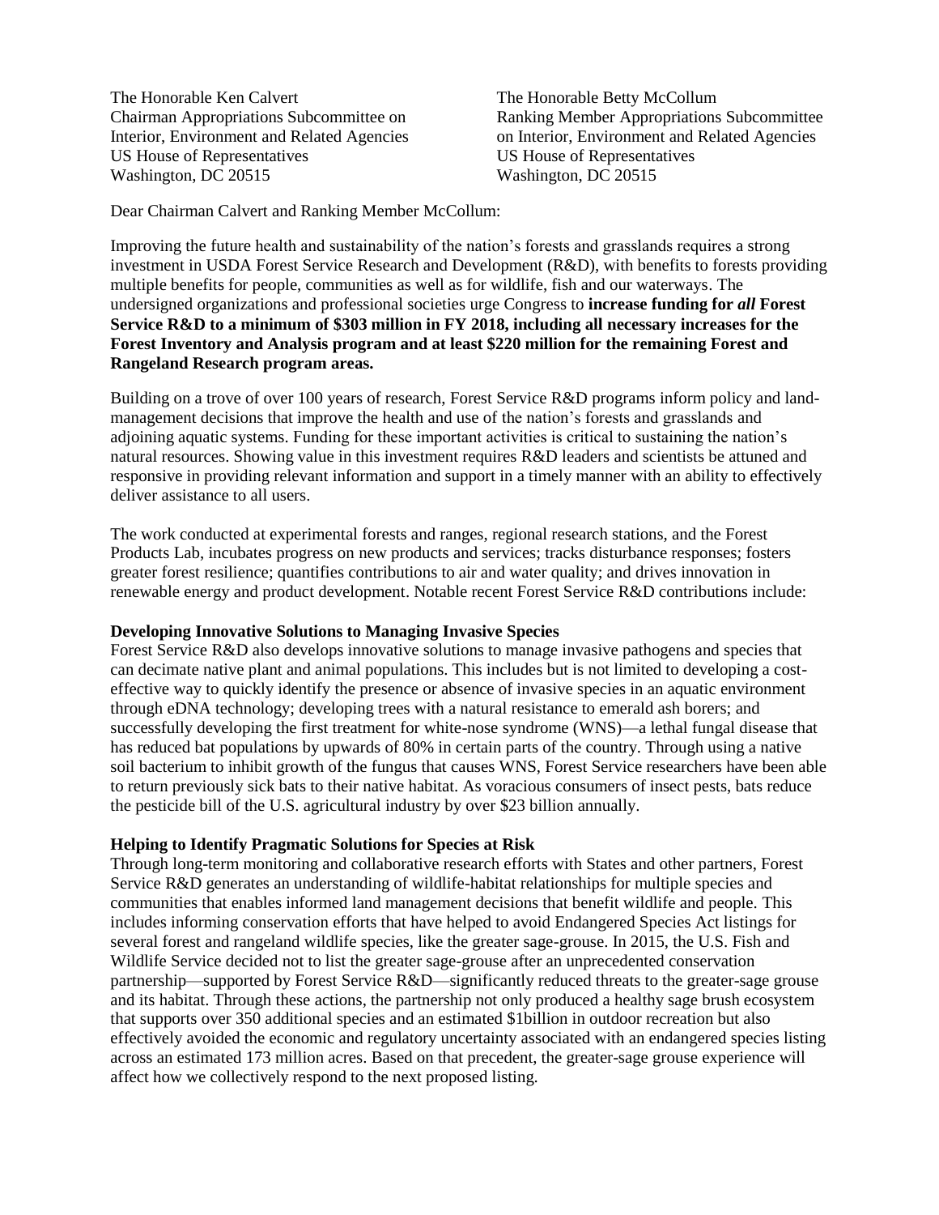The Honorable Ken Calvert
Chairman Appropriations Subcommittee on Interior, Environment and Related Agencies
US House of Representatives
Washington, DC 20515

The Honorable Betty McCollum
Ranking Member Appropriations Subcommittee on Interior, Environment and Related Agencies
US House of Representatives
Washington, DC 20515

Dear Chairman Calvert and Ranking Member McCollum:

Improving the future health and sustainability of the nation's forests and grasslands requires a strong investment in USDA Forest Service Research and Development (R&D), with benefits to forests providing multiple benefits for people, communities as well as for wildlife, fish and our waterways. The undersigned organizations and professional societies urge Congress to **increase funding for *all* Forest Service R&D to a minimum of $303 million in FY 2018, including all necessary increases for the Forest Inventory and Analysis program and at least $220 million for the remaining Forest and Rangeland Research program areas.**

Building on a trove of over 100 years of research, Forest Service R&D programs inform policy and land-management decisions that improve the health and use of the nation's forests and grasslands and adjoining aquatic systems. Funding for these important activities is critical to sustaining the nation's natural resources. Showing value in this investment requires R&D leaders and scientists be attuned and responsive in providing relevant information and support in a timely manner with an ability to effectively deliver assistance to all users.

The work conducted at experimental forests and ranges, regional research stations, and the Forest Products Lab, incubates progress on new products and services; tracks disturbance responses; fosters greater forest resilience; quantifies contributions to air and water quality; and drives innovation in renewable energy and product development. Notable recent Forest Service R&D contributions include:

**Developing Innovative Solutions to Managing Invasive Species**

Forest Service R&D also develops innovative solutions to manage invasive pathogens and species that can decimate native plant and animal populations. This includes but is not limited to developing a cost-effective way to quickly identify the presence or absence of invasive species in an aquatic environment through eDNA technology; developing trees with a natural resistance to emerald ash borers; and successfully developing the first treatment for white-nose syndrome (WNS)—a lethal fungal disease that has reduced bat populations by upwards of 80% in certain parts of the country. Through using a native soil bacterium to inhibit growth of the fungus that causes WNS, Forest Service researchers have been able to return previously sick bats to their native habitat. As voracious consumers of insect pests, bats reduce the pesticide bill of the U.S. agricultural industry by over $23 billion annually.

**Helping to Identify Pragmatic Solutions for Species at Risk**

Through long-term monitoring and collaborative research efforts with States and other partners, Forest Service R&D generates an understanding of wildlife-habitat relationships for multiple species and communities that enables informed land management decisions that benefit wildlife and people. This includes informing conservation efforts that have helped to avoid Endangered Species Act listings for several forest and rangeland wildlife species, like the greater sage-grouse. In 2015, the U.S. Fish and Wildlife Service decided not to list the greater sage-grouse after an unprecedented conservation partnership—supported by Forest Service R&D—significantly reduced threats to the greater-sage grouse and its habitat. Through these actions, the partnership not only produced a healthy sage brush ecosystem that supports over 350 additional species and an estimated $1billion in outdoor recreation but also effectively avoided the economic and regulatory uncertainty associated with an endangered species listing across an estimated 173 million acres. Based on that precedent, the greater-sage grouse experience will affect how we collectively respond to the next proposed listing.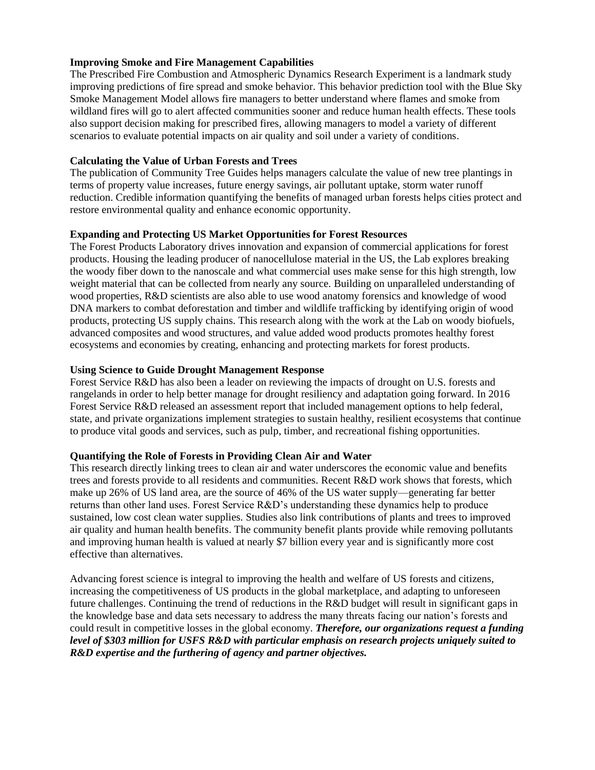**Improving Smoke and Fire Management Capabilities**

The Prescribed Fire Combustion and Atmospheric Dynamics Research Experiment is a landmark study improving predictions of fire spread and smoke behavior. This behavior prediction tool with the Blue Sky Smoke Management Model allows fire managers to better understand where flames and smoke from wildland fires will go to alert affected communities sooner and reduce human health effects. These tools also support decision making for prescribed fires, allowing managers to model a variety of different scenarios to evaluate potential impacts on air quality and soil under a variety of conditions.

**Calculating the Value of Urban Forests and Trees**

The publication of Community Tree Guides helps managers calculate the value of new tree plantings in terms of property value increases, future energy savings, air pollutant uptake, storm water runoff reduction. Credible information quantifying the benefits of managed urban forests helps cities protect and restore environmental quality and enhance economic opportunity.

**Expanding and Protecting US Market Opportunities for Forest Resources**

The Forest Products Laboratory drives innovation and expansion of commercial applications for forest products. Housing the leading producer of nanocellulose material in the US, the Lab explores breaking the woody fiber down to the nanoscale and what commercial uses make sense for this high strength, low weight material that can be collected from nearly any source. Building on unparalleled understanding of wood properties, R&D scientists are also able to use wood anatomy forensics and knowledge of wood DNA markers to combat deforestation and timber and wildlife trafficking by identifying origin of wood products, protecting US supply chains. This research along with the work at the Lab on woody biofuels, advanced composites and wood structures, and value added wood products promotes healthy forest ecosystems and economies by creating, enhancing and protecting markets for forest products.

**Using Science to Guide Drought Management Response**

Forest Service R&D has also been a leader on reviewing the impacts of drought on U.S. forests and rangelands in order to help better manage for drought resiliency and adaptation going forward. In 2016 Forest Service R&D released an assessment report that included management options to help federal, state, and private organizations implement strategies to sustain healthy, resilient ecosystems that continue to produce vital goods and services, such as pulp, timber, and recreational fishing opportunities.

**Quantifying the Role of Forests in Providing Clean Air and Water**

This research directly linking trees to clean air and water underscores the economic value and benefits trees and forests provide to all residents and communities. Recent R&D work shows that forests, which make up 26% of US land area, are the source of 46% of the US water supply—generating far better returns than other land uses. Forest Service R&D's understanding these dynamics help to produce sustained, low cost clean water supplies. Studies also link contributions of plants and trees to improved air quality and human health benefits. The community benefit plants provide while removing pollutants and improving human health is valued at nearly $7 billion every year and is significantly more cost effective than alternatives.

Advancing forest science is integral to improving the health and welfare of US forests and citizens, increasing the competitiveness of US products in the global marketplace, and adapting to unforeseen future challenges. Continuing the trend of reductions in the R&D budget will result in significant gaps in the knowledge base and data sets necessary to address the many threats facing our nation's forests and could result in competitive losses in the global economy. ***Therefore, our organizations request a funding level of $303 million for USFS R&D with particular emphasis on research projects uniquely suited to R&D expertise and the furthering of agency and partner objectives.***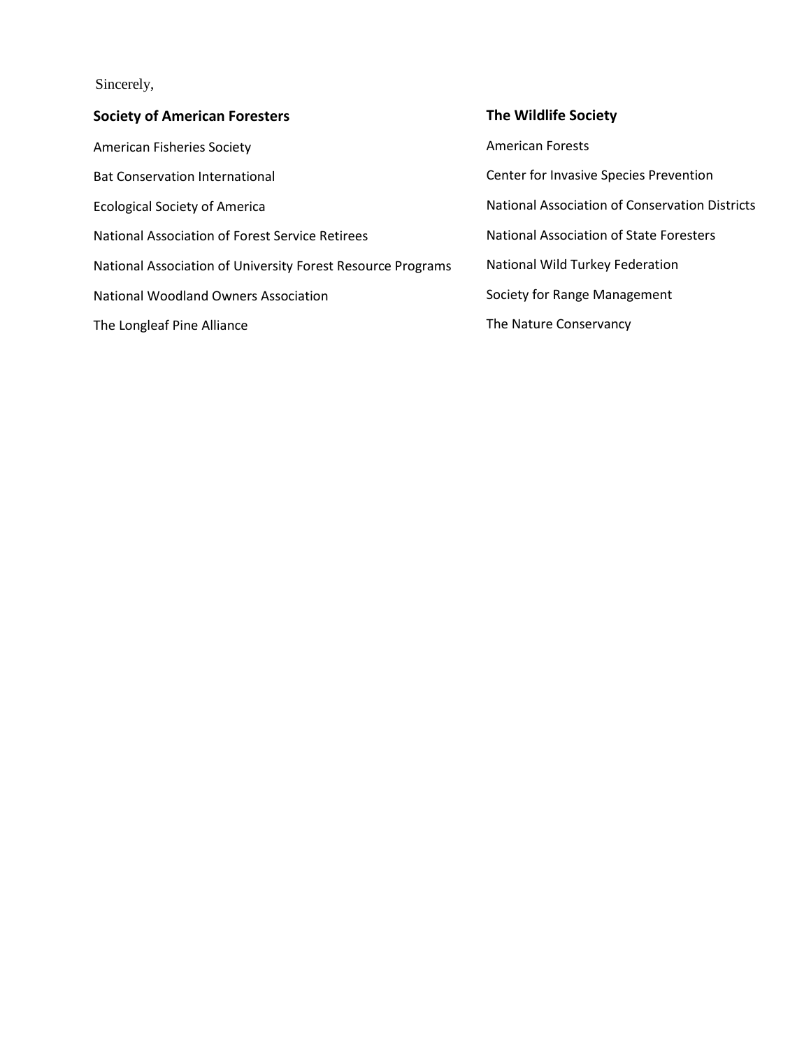Sincerely,

**Society of American Foresters**

American Fisheries Society

Bat Conservation International

Ecological Society of America

National Association of Forest Service Retirees

National Association of University Forest Resource Programs

National Woodland Owners Association

The Longleaf Pine Alliance

**The Wildlife Society**

American Forests

Center for Invasive Species Prevention

National Association of Conservation Districts

National Association of State Foresters

National Wild Turkey Federation

Society for Range Management

The Nature Conservancy